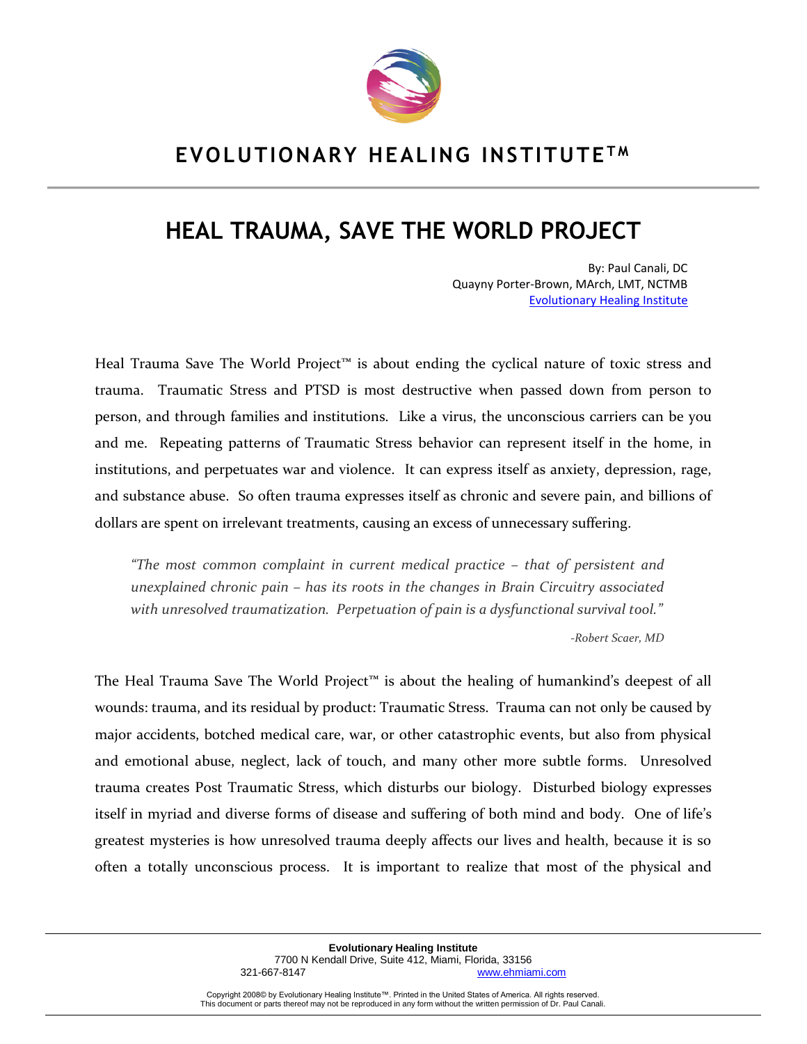# EVOLUTIONARY HEALING INSTITUTE™

## HEAL TRAUMA, SAVE THE WORLD PROJECT

By: Paul Canali, DC
Quayny Porter-Brown, MArch, LMT, NCTMB
Evolutionary Healing Institute

Heal Trauma Save The World Project™ is about ending the cyclical nature of toxic stress and trauma. Traumatic Stress and PTSD is most destructive when passed down from person to person, and through families and institutions. Like a virus, the unconscious carriers can be you and me. Repeating patterns of Traumatic Stress behavior can represent itself in the home, in institutions, and perpetuates war and violence. It can express itself as anxiety, depression, rage, and substance abuse. So often trauma expresses itself as chronic and severe pain, and billions of dollars are spent on irrelevant treatments, causing an excess of unnecessary suffering.

> *"The most common complaint in current medical practice – that of persistent and unexplained chronic pain – has its roots in the changes in Brain Circuitry associated with unresolved traumatization. Perpetuation of pain is a dysfunctional survival tool."*
>
> *-Robert Scaer, MD*

The Heal Trauma Save The World Project™ is about the healing of humankind's deepest of all wounds: trauma, and its residual by product: Traumatic Stress. Trauma can not only be caused by major accidents, botched medical care, war, or other catastrophic events, but also from physical and emotional abuse, neglect, lack of touch, and many other more subtle forms. Unresolved trauma creates Post Traumatic Stress, which disturbs our biology. Disturbed biology expresses itself in myriad and diverse forms of disease and suffering of both mind and body. One of life's greatest mysteries is how unresolved trauma deeply affects our lives and health, because it is so often a totally unconscious process. It is important to realize that most of the physical and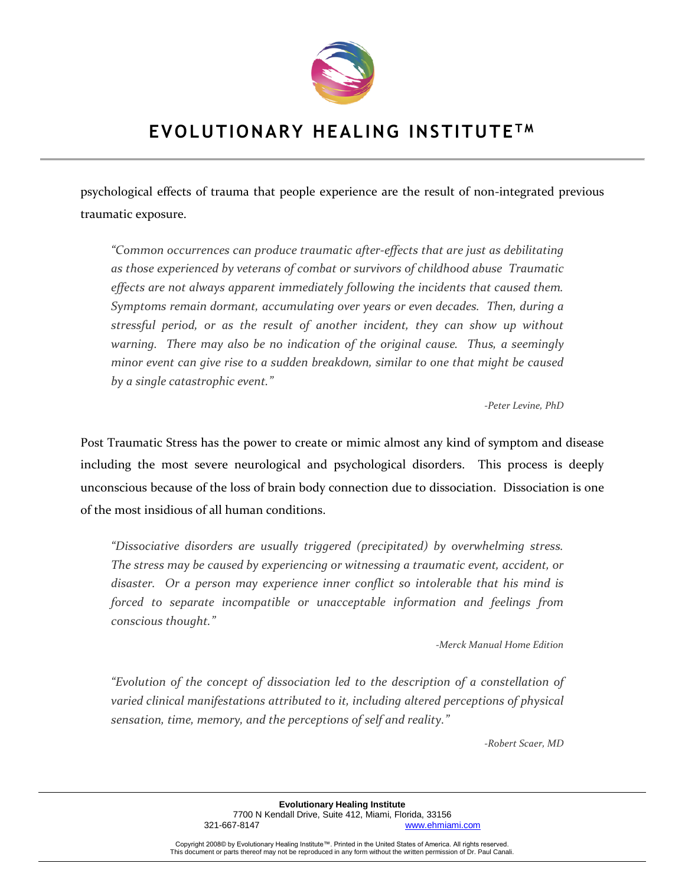psychological effects of trauma that people experience are the result of non-integrated previous traumatic exposure.

> *"Common occurrences can produce traumatic after-effects that are just as debilitating as those experienced by veterans of combat or survivors of childhood abuse  Traumatic effects are not always apparent immediately following the incidents that caused them. Symptoms remain dormant, accumulating over years or even decades.  Then, during a stressful period, or as the result of another incident, they can show up without warning.  There may also be no indication of the original cause.  Thus, a seemingly minor event can give rise to a sudden breakdown, similar to one that might be caused by a single catastrophic event."*
>
> *-Peter Levine, PhD*

Post Traumatic Stress has the power to create or mimic almost any kind of symptom and disease including the most severe neurological and psychological disorders.  This process is deeply unconscious because of the loss of brain body connection due to dissociation.  Dissociation is one of the most insidious of all human conditions.

> *"Dissociative disorders are usually triggered (precipitated) by overwhelming stress. The stress may be caused by experiencing or witnessing a traumatic event, accident, or disaster.  Or a person may experience inner conflict so intolerable that his mind is forced to separate incompatible or unacceptable information and feelings from conscious thought."*
>
> *-Merck Manual Home Edition*

> *"Evolution of the concept of dissociation led to the description of a constellation of varied clinical manifestations attributed to it, including altered perceptions of physical sensation, time, memory, and the perceptions of self and reality."*
>
> *-Robert Scaer, MD*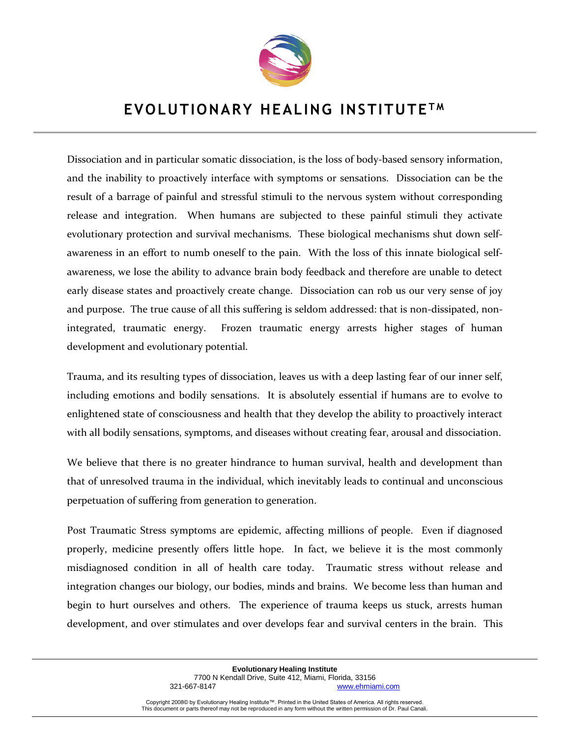Dissociation and in particular somatic dissociation, is the loss of body-based sensory information, and the inability to proactively interface with symptoms or sensations. Dissociation can be the result of a barrage of painful and stressful stimuli to the nervous system without corresponding release and integration. When humans are subjected to these painful stimuli they activate evolutionary protection and survival mechanisms. These biological mechanisms shut down self-awareness in an effort to numb oneself to the pain. With the loss of this innate biological self-awareness, we lose the ability to advance brain body feedback and therefore are unable to detect early disease states and proactively create change. Dissociation can rob us our very sense of joy and purpose. The true cause of all this suffering is seldom addressed: that is non-dissipated, non-integrated, traumatic energy. Frozen traumatic energy arrests higher stages of human development and evolutionary potential.

Trauma, and its resulting types of dissociation, leaves us with a deep lasting fear of our inner self, including emotions and bodily sensations. It is absolutely essential if humans are to evolve to enlightened state of consciousness and health that they develop the ability to proactively interact with all bodily sensations, symptoms, and diseases without creating fear, arousal and dissociation.

We believe that there is no greater hindrance to human survival, health and development than that of unresolved trauma in the individual, which inevitably leads to continual and unconscious perpetuation of suffering from generation to generation.

Post Traumatic Stress symptoms are epidemic, affecting millions of people. Even if diagnosed properly, medicine presently offers little hope. In fact, we believe it is the most commonly misdiagnosed condition in all of health care today. Traumatic stress without release and integration changes our biology, our bodies, minds and brains. We become less than human and begin to hurt ourselves and others. The experience of trauma keeps us stuck, arrests human development, and over stimulates and over develops fear and survival centers in the brain. This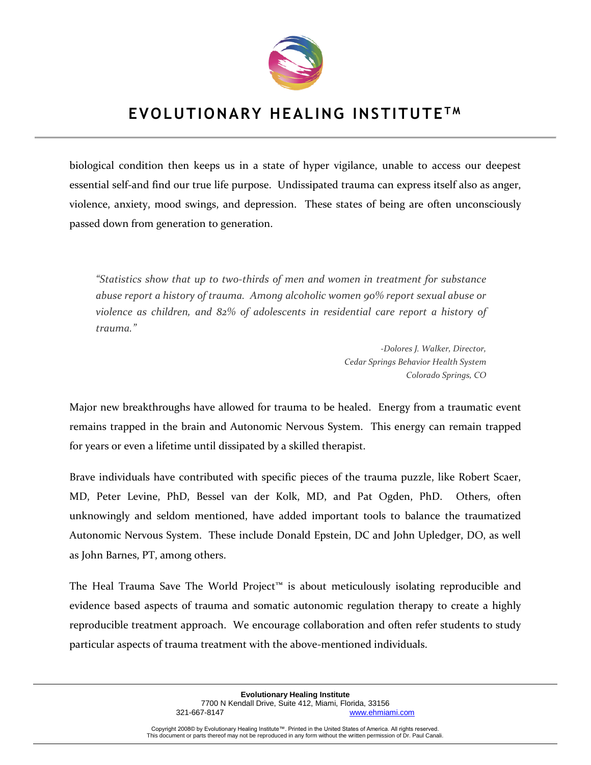biological condition then keeps us in a state of hyper vigilance, unable to access our deepest essential self-and find our true life purpose. Undissipated trauma can express itself also as anger, violence, anxiety, mood swings, and depression. These states of being are often unconsciously passed down from generation to generation.

> *"Statistics show that up to two-thirds of men and women in treatment for substance abuse report a history of trauma. Among alcoholic women 90% report sexual abuse or violence as children, and 82% of adolescents in residential care report a history of trauma."*
>
> *-Dolores J. Walker, Director,*
> *Cedar Springs Behavior Health System*
> *Colorado Springs, CO*

Major new breakthroughs have allowed for trauma to be healed. Energy from a traumatic event remains trapped in the brain and Autonomic Nervous System. This energy can remain trapped for years or even a lifetime until dissipated by a skilled therapist.

Brave individuals have contributed with specific pieces of the trauma puzzle, like Robert Scaer, MD, Peter Levine, PhD, Bessel van der Kolk, MD, and Pat Ogden, PhD. Others, often unknowingly and seldom mentioned, have added important tools to balance the traumatized Autonomic Nervous System. These include Donald Epstein, DC and John Upledger, DO, as well as John Barnes, PT, among others.

The Heal Trauma Save The World Project™ is about meticulously isolating reproducible and evidence based aspects of trauma and somatic autonomic regulation therapy to create a highly reproducible treatment approach. We encourage collaboration and often refer students to study particular aspects of trauma treatment with the above-mentioned individuals.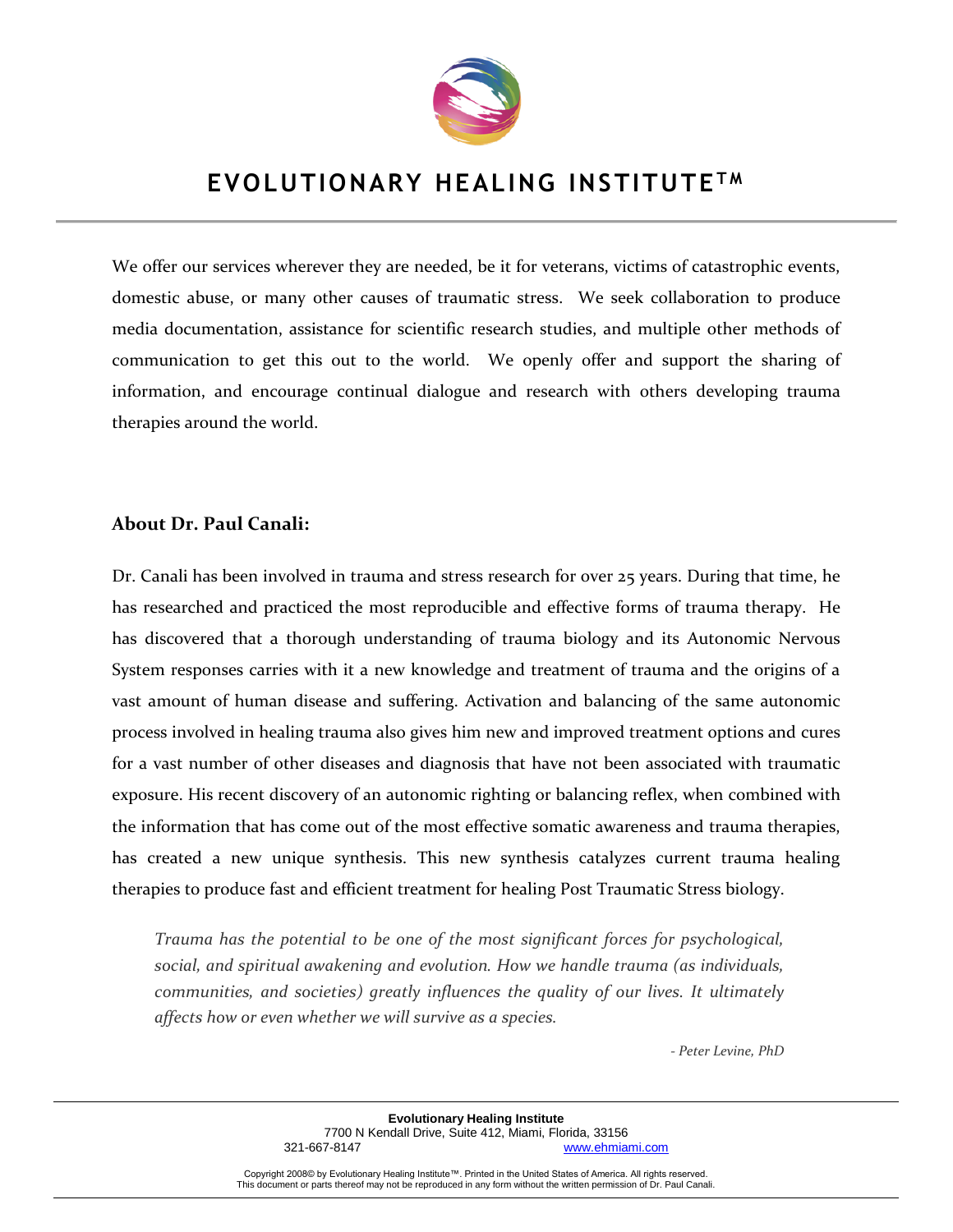# EVOLUTIONARY HEALING INSTITUTE™

We offer our services wherever they are needed, be it for veterans, victims of catastrophic events, domestic abuse, or many other causes of traumatic stress. We seek collaboration to produce media documentation, assistance for scientific research studies, and multiple other methods of communication to get this out to the world. We openly offer and support the sharing of information, and encourage continual dialogue and research with others developing trauma therapies around the world.

**About Dr. Paul Canali:**

Dr. Canali has been involved in trauma and stress research for over 25 years. During that time, he has researched and practiced the most reproducible and effective forms of trauma therapy. He has discovered that a thorough understanding of trauma biology and its Autonomic Nervous System responses carries with it a new knowledge and treatment of trauma and the origins of a vast amount of human disease and suffering. Activation and balancing of the same autonomic process involved in healing trauma also gives him new and improved treatment options and cures for a vast number of other diseases and diagnosis that have not been associated with traumatic exposure. His recent discovery of an autonomic righting or balancing reflex, when combined with the information that has come out of the most effective somatic awareness and trauma therapies, has created a new unique synthesis. This new synthesis catalyzes current trauma healing therapies to produce fast and efficient treatment for healing Post Traumatic Stress biology.

> *Trauma has the potential to be one of the most significant forces for psychological, social, and spiritual awakening and evolution. How we handle trauma (as individuals, communities, and societies) greatly influences the quality of our lives. It ultimately affects how or even whether we will survive as a species.*
>
> *- Peter Levine, PhD*

**Evolutionary Healing Institute**
7700 N Kendall Drive, Suite 412, Miami, Florida, 33156
321-667-8147 www.ehmiami.com

Copyright 2008© by Evolutionary Healing Institute™. Printed in the United States of America. All rights reserved.
This document or parts thereof may not be reproduced in any form without the written permission of Dr. Paul Canali.